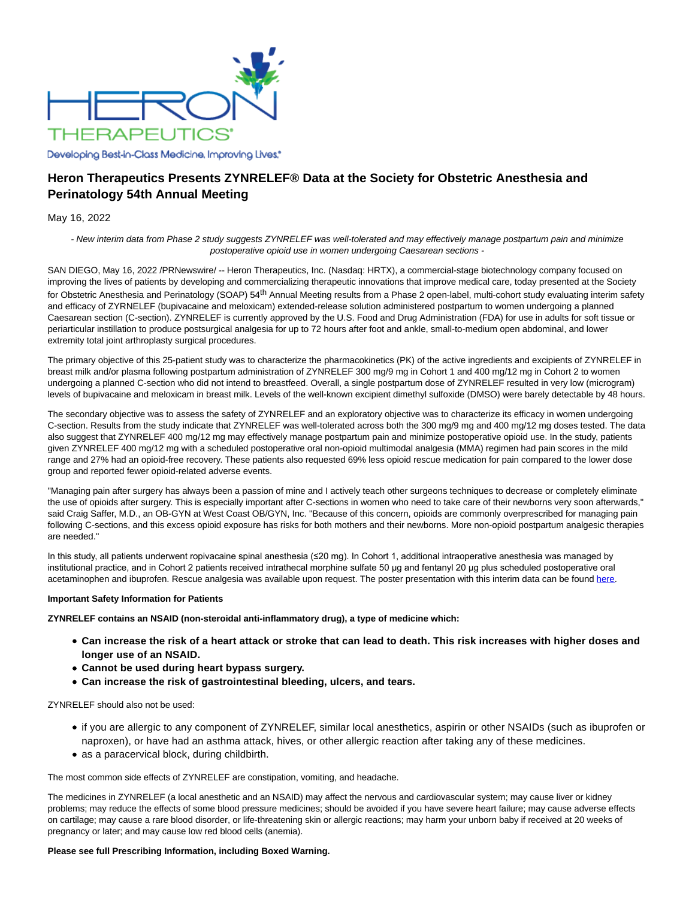HERON THERAPEUTICS®

Developing Best-in-Class Medicine, Improving Lives.®

# Heron Therapeutics Presents ZYNRELEF® Data at the Society for Obstetric Anesthesia and Perinatology 54th Annual Meeting

May 16, 2022

*- New interim data from Phase 2 study suggests ZYNRELEF was well-tolerated and may effectively manage postpartum pain and minimize postoperative opioid use in women undergoing Caesarean sections -*

SAN DIEGO, May 16, 2022 /PRNewswire/ -- Heron Therapeutics, Inc. (Nasdaq: HRTX), a commercial-stage biotechnology company focused on improving the lives of patients by developing and commercializing therapeutic innovations that improve medical care, today presented at the Society for Obstetric Anesthesia and Perinatology (SOAP) 54th Annual Meeting results from a Phase 2 open-label, multi-cohort study evaluating interim safety and efficacy of ZYNRELEF (bupivacaine and meloxicam) extended-release solution administered postpartum to women undergoing a planned Caesarean section (C-section). ZYNRELEF is currently approved by the U.S. Food and Drug Administration (FDA) for use in adults for soft tissue or periarticular instillation to produce postsurgical analgesia for up to 72 hours after foot and ankle, small-to-medium open abdominal, and lower extremity total joint arthroplasty surgical procedures.

The primary objective of this 25-patient study was to characterize the pharmacokinetics (PK) of the active ingredients and excipients of ZYNRELEF in breast milk and/or plasma following postpartum administration of ZYNRELEF 300 mg/9 mg in Cohort 1 and 400 mg/12 mg in Cohort 2 to women undergoing a planned C-section who did not intend to breastfeed. Overall, a single postpartum dose of ZYNRELEF resulted in very low (microgram) levels of bupivacaine and meloxicam in breast milk. Levels of the well-known excipient dimethyl sulfoxide (DMSO) were barely detectable by 48 hours.

The secondary objective was to assess the safety of ZYNRELEF and an exploratory objective was to characterize its efficacy in women undergoing C-section. Results from the study indicate that ZYNRELEF was well-tolerated across both the 300 mg/9 mg and 400 mg/12 mg doses tested. The data also suggest that ZYNRELEF 400 mg/12 mg may effectively manage postpartum pain and minimize postoperative opioid use. In the study, patients given ZYNRELEF 400 mg/12 mg with a scheduled postoperative oral non-opioid multimodal analgesia (MMA) regimen had pain scores in the mild range and 27% had an opioid-free recovery. These patients also requested 69% less opioid rescue medication for pain compared to the lower dose group and reported fewer opioid-related adverse events.

"Managing pain after surgery has always been a passion of mine and I actively teach other surgeons techniques to decrease or completely eliminate the use of opioids after surgery. This is especially important after C-sections in women who need to take care of their newborns very soon afterwards," said Craig Saffer, M.D., an OB-GYN at West Coast OB/GYN, Inc. "Because of this concern, opioids are commonly overprescribed for managing pain following C-sections, and this excess opioid exposure has risks for both mothers and their newborns. More non-opioid postpartum analgesic therapies are needed."

In this study, all patients underwent ropivacaine spinal anesthesia (≤20 mg). In Cohort 1, additional intraoperative anesthesia was managed by institutional practice, and in Cohort 2 patients received intrathecal morphine sulfate 50 µg and fentanyl 20 µg plus scheduled postoperative oral acetaminophen and ibuprofen. Rescue analgesia was available upon request. The poster presentation with this interim data can be found here.

**Important Safety Information for Patients**

**ZYNRELEF contains an NSAID (non-steroidal anti-inflammatory drug), a type of medicine which:**

- **Can increase the risk of a heart attack or stroke that can lead to death. This risk increases with higher doses and longer use of an NSAID.**
- **Cannot be used during heart bypass surgery.**
- **Can increase the risk of gastrointestinal bleeding, ulcers, and tears.**

ZYNRELEF should also not be used:

- if you are allergic to any component of ZYNRELEF, similar local anesthetics, aspirin or other NSAIDs (such as ibuprofen or naproxen), or have had an asthma attack, hives, or other allergic reaction after taking any of these medicines.
- as a paracervical block, during childbirth.

The most common side effects of ZYNRELEF are constipation, vomiting, and headache.

The medicines in ZYNRELEF (a local anesthetic and an NSAID) may affect the nervous and cardiovascular system; may cause liver or kidney problems; may reduce the effects of some blood pressure medicines; should be avoided if you have severe heart failure; may cause adverse effects on cartilage; may cause a rare blood disorder, or life-threatening skin or allergic reactions; may harm your unborn baby if received at 20 weeks of pregnancy or later; and may cause low red blood cells (anemia).

**Please see full Prescribing Information, including Boxed Warning.**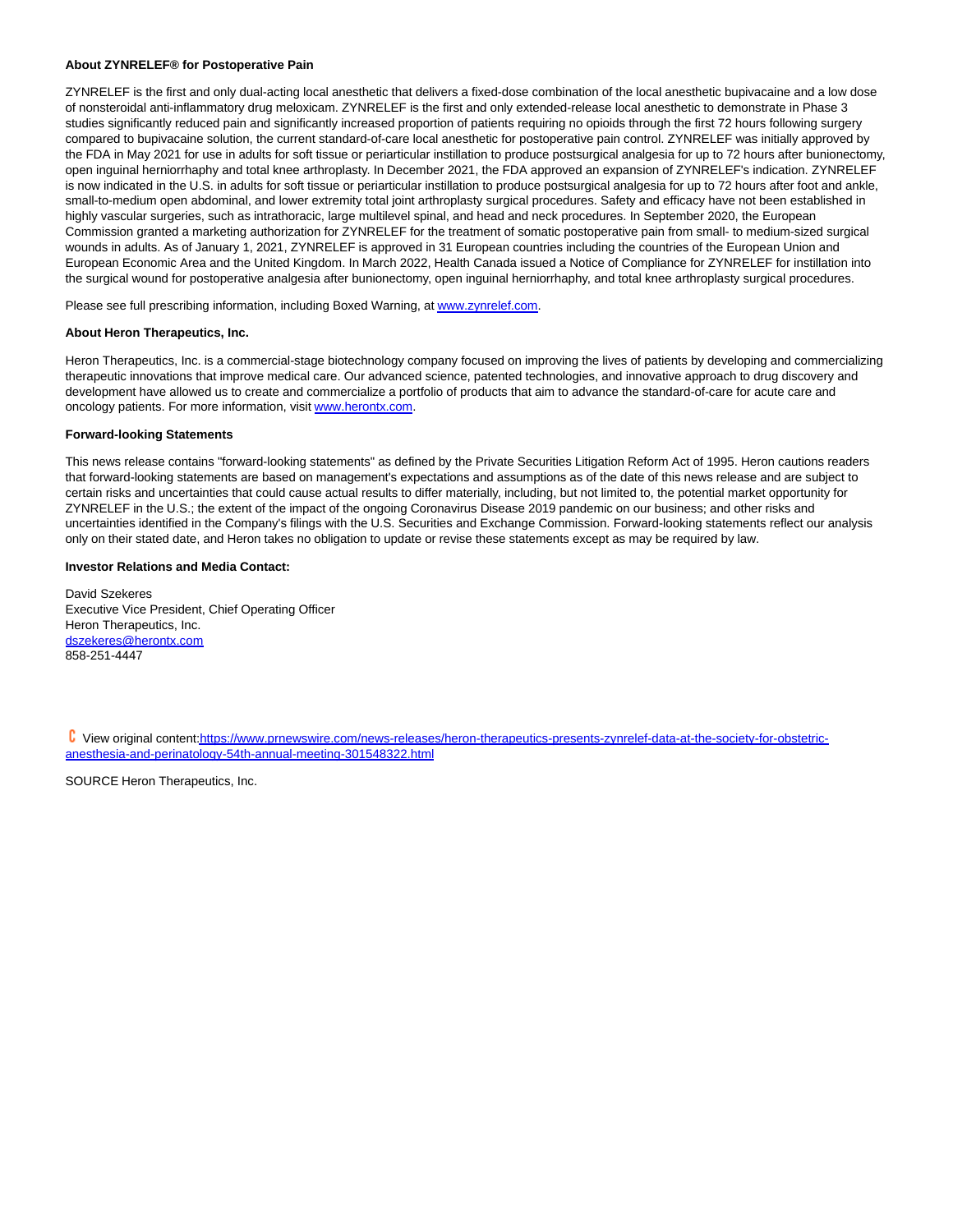**About ZYNRELEF® for Postoperative Pain**

ZYNRELEF is the first and only dual-acting local anesthetic that delivers a fixed-dose combination of the local anesthetic bupivacaine and a low dose of nonsteroidal anti-inflammatory drug meloxicam. ZYNRELEF is the first and only extended-release local anesthetic to demonstrate in Phase 3 studies significantly reduced pain and significantly increased proportion of patients requiring no opioids through the first 72 hours following surgery compared to bupivacaine solution, the current standard-of-care local anesthetic for postoperative pain control. ZYNRELEF was initially approved by the FDA in May 2021 for use in adults for soft tissue or periarticular instillation to produce postsurgical analgesia for up to 72 hours after bunionectomy, open inguinal herniorrhaphy and total knee arthroplasty. In December 2021, the FDA approved an expansion of ZYNRELEF's indication. ZYNRELEF is now indicated in the U.S. in adults for soft tissue or periarticular instillation to produce postsurgical analgesia for up to 72 hours after foot and ankle, small-to-medium open abdominal, and lower extremity total joint arthroplasty surgical procedures. Safety and efficacy have not been established in highly vascular surgeries, such as intrathoracic, large multilevel spinal, and head and neck procedures. In September 2020, the European Commission granted a marketing authorization for ZYNRELEF for the treatment of somatic postoperative pain from small- to medium-sized surgical wounds in adults. As of January 1, 2021, ZYNRELEF is approved in 31 European countries including the countries of the European Union and European Economic Area and the United Kingdom. In March 2022, Health Canada issued a Notice of Compliance for ZYNRELEF for instillation into the surgical wound for postoperative analgesia after bunionectomy, open inguinal herniorrhaphy, and total knee arthroplasty surgical procedures.

Please see full prescribing information, including Boxed Warning, at www.zynrelef.com.

**About Heron Therapeutics, Inc.**

Heron Therapeutics, Inc. is a commercial-stage biotechnology company focused on improving the lives of patients by developing and commercializing therapeutic innovations that improve medical care. Our advanced science, patented technologies, and innovative approach to drug discovery and development have allowed us to create and commercialize a portfolio of products that aim to advance the standard-of-care for acute care and oncology patients. For more information, visit www.herontx.com.

**Forward-looking Statements**

This news release contains "forward-looking statements" as defined by the Private Securities Litigation Reform Act of 1995. Heron cautions readers that forward-looking statements are based on management's expectations and assumptions as of the date of this news release and are subject to certain risks and uncertainties that could cause actual results to differ materially, including, but not limited to, the potential market opportunity for ZYNRELEF in the U.S.; the extent of the impact of the ongoing Coronavirus Disease 2019 pandemic on our business; and other risks and uncertainties identified in the Company's filings with the U.S. Securities and Exchange Commission. Forward-looking statements reflect our analysis only on their stated date, and Heron takes no obligation to update or revise these statements except as may be required by law.

**Investor Relations and Media Contact:**

David Szekeres
Executive Vice President, Chief Operating Officer
Heron Therapeutics, Inc.
dszekeres@herontx.com
858-251-4447

View original content:https://www.prnewswire.com/news-releases/heron-therapeutics-presents-zynrelef-data-at-the-society-for-obstetric-anesthesia-and-perinatology-54th-annual-meeting-301548322.html

SOURCE Heron Therapeutics, Inc.